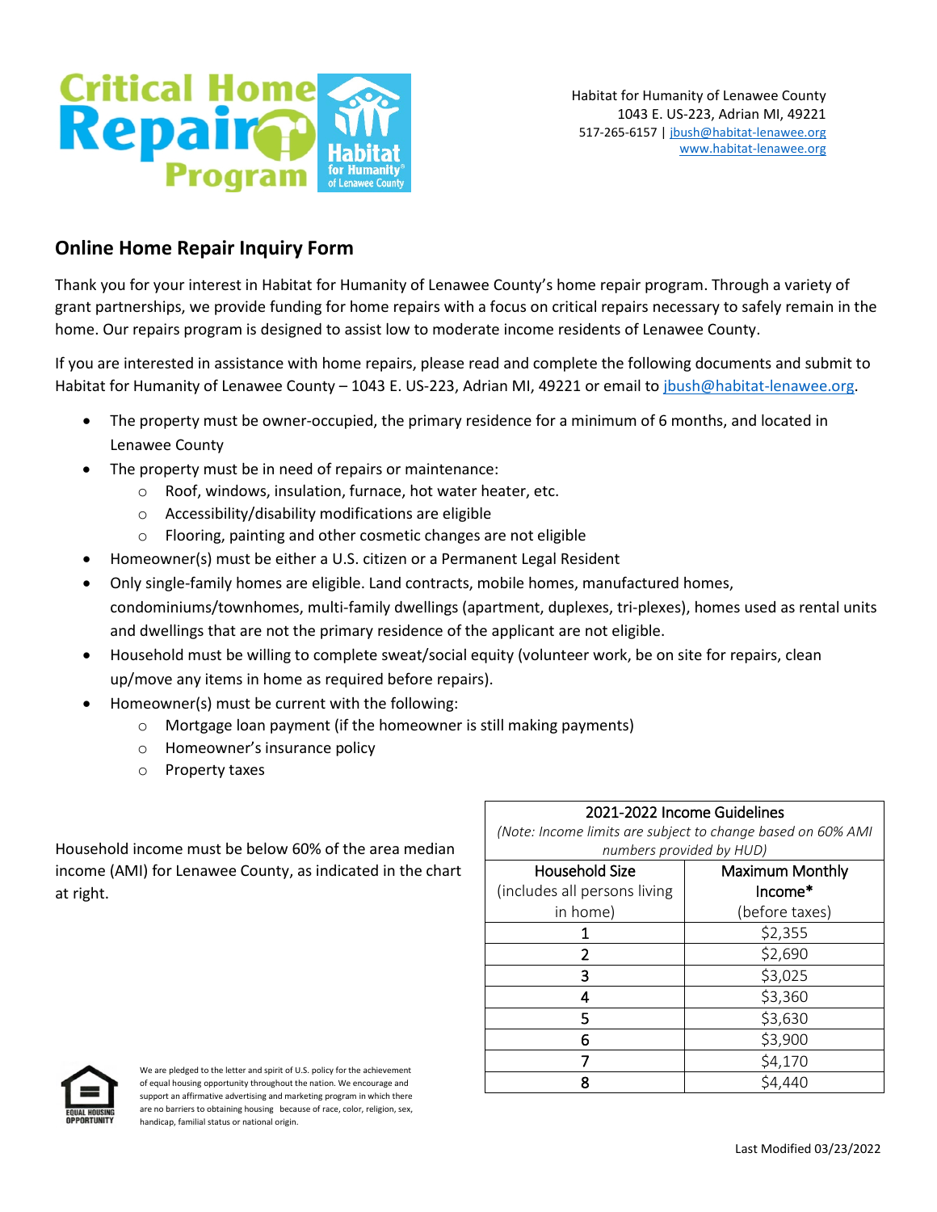Critical Home Repair Program

Habitat for Humanity of Lenawee County
1043 E. US-223, Adrian MI, 49221
517-265-6157 | jbush@habitat-lenawee.org
www.habitat-lenawee.org

## Online Home Repair Inquiry Form

Thank you for your interest in Habitat for Humanity of Lenawee County's home repair program. Through a variety of grant partnerships, we provide funding for home repairs with a focus on critical repairs necessary to safely remain in the home. Our repairs program is designed to assist low to moderate income residents of Lenawee County.

If you are interested in assistance with home repairs, please read and complete the following documents and submit to Habitat for Humanity of Lenawee County – 1043 E. US-223, Adrian MI, 49221 or email to jbush@habitat-lenawee.org.

- The property must be owner-occupied, the primary residence for a minimum of 6 months, and located in Lenawee County
- The property must be in need of repairs or maintenance:
  - Roof, windows, insulation, furnace, hot water heater, etc.
  - Accessibility/disability modifications are eligible
  - Flooring, painting and other cosmetic changes are not eligible
- Homeowner(s) must be either a U.S. citizen or a Permanent Legal Resident
- Only single-family homes are eligible. Land contracts, mobile homes, manufactured homes, condominiums/townhomes, multi-family dwellings (apartment, duplexes, tri-plexes), homes used as rental units and dwellings that are not the primary residence of the applicant are not eligible.
- Household must be willing to complete sweat/social equity (volunteer work, be on site for repairs, clean up/move any items in home as required before repairs).
- Homeowner(s) must be current with the following:
  - Mortgage loan payment (if the homeowner is still making payments)
  - Homeowner's insurance policy
  - Property taxes

Household income must be below 60% of the area median income (AMI) for Lenawee County, as indicated in the chart at right.

| 2021-2022 Income Guidelines *(Note: Income limits are subject to change based on 60% AMI numbers provided by HUD)* | |
|---|---|
| Household Size (includes all persons living in home) | Maximum Monthly Income* (before taxes) |
| 1 | $2,355 |
| 2 | $2,690 |
| 3 | $3,025 |
| 4 | $3,360 |
| 5 | $3,630 |
| 6 | $3,900 |
| 7 | $4,170 |
| 8 | $4,440 |

EQUAL HOUSING OPPORTUNITY

We are pledged to the letter and spirit of U.S. policy for the achievement of equal housing opportunity throughout the nation. We encourage and support an affirmative advertising and marketing program in which there are no barriers to obtaining housing because of race, color, religion, sex, handicap, familial status or national origin.

Last Modified 03/23/2022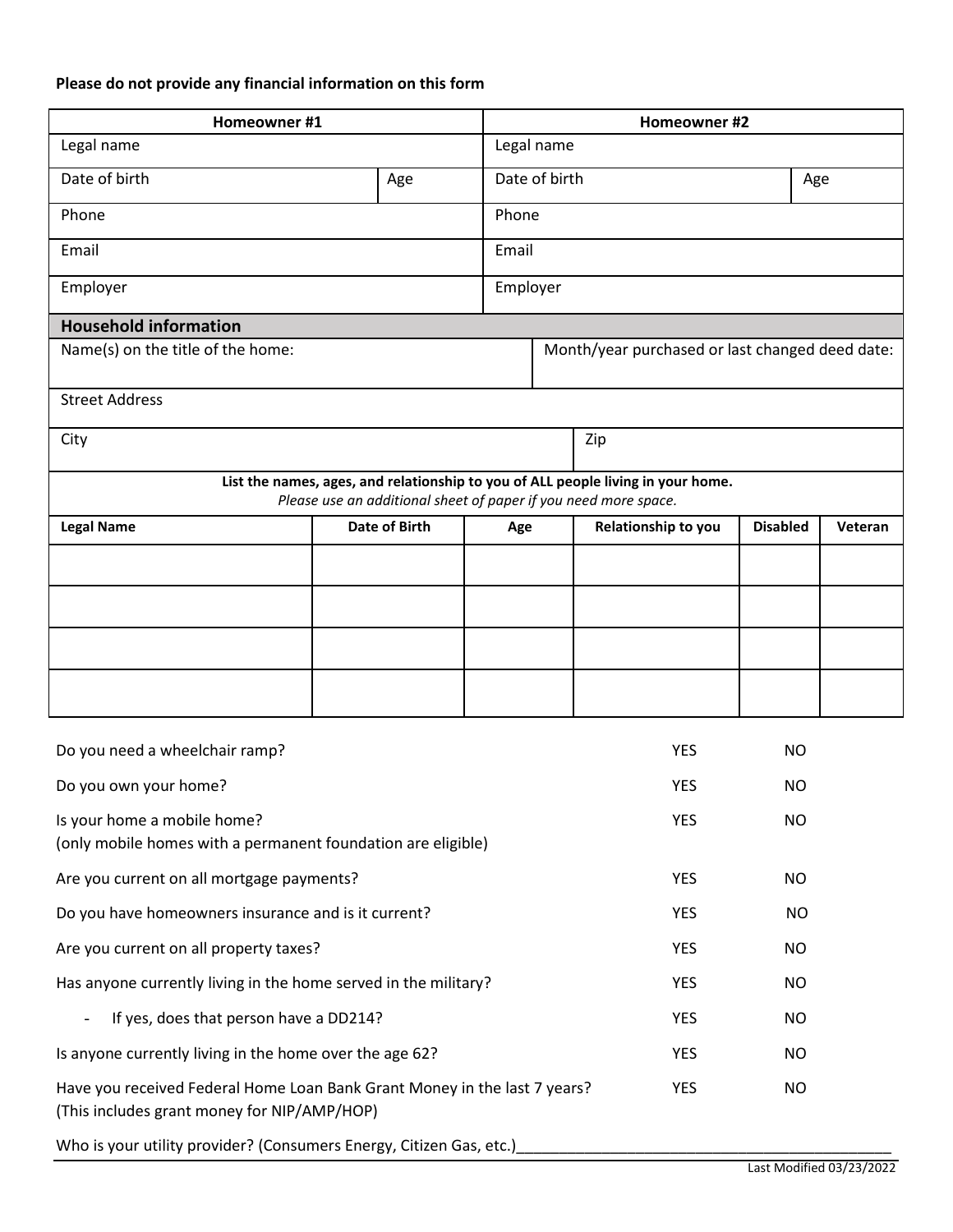**Please do not provide any financial information on this form**

| Homeowner #1 | | Homeowner #2 | |
|---|---|---|---|
| Legal name | | Legal name | |
| Date of birth | Age | Date of birth | Age |
| Phone | | Phone | |
| Email | | Email | |
| Employer | | Employer | |

## Household information

| Name(s) on the title of the home: | Month/year purchased or last changed deed date: |
|---|---|
| Street Address | |
| City | Zip |

**List the names, ages, and relationship to you of ALL people living in your home.**
*Please use an additional sheet of paper if you need more space.*

| Legal Name | Date of Birth | Age | Relationship to you | Disabled | Veteran |
|---|---|---|---|---|---|
| | | | | | |
| | | | | | |
| | | | | | |
| | | | | | |

| Question | | |
|---|---|---|
| Do you need a wheelchair ramp? | YES | NO |
| Do you own your home? | YES | NO |
| Is your home a mobile home? (only mobile homes with a permanent foundation are eligible) | YES | NO |
| Are you current on all mortgage payments? | YES | NO |
| Do you have homeowners insurance and is it current? | YES | NO |
| Are you current on all property taxes? | YES | NO |
| Has anyone currently living in the home served in the military? | YES | NO |
| - If yes, does that person have a DD214? | YES | NO |
| Is anyone currently living in the home over the age 62? | YES | NO |
| Have you received Federal Home Loan Bank Grant Money in the last 7 years? (This includes grant money for NIP/AMP/HOP) | YES | NO |

Who is your utility provider? (Consumers Energy, Citizen Gas, etc.)______________________________________________

Last Modified 03/23/2022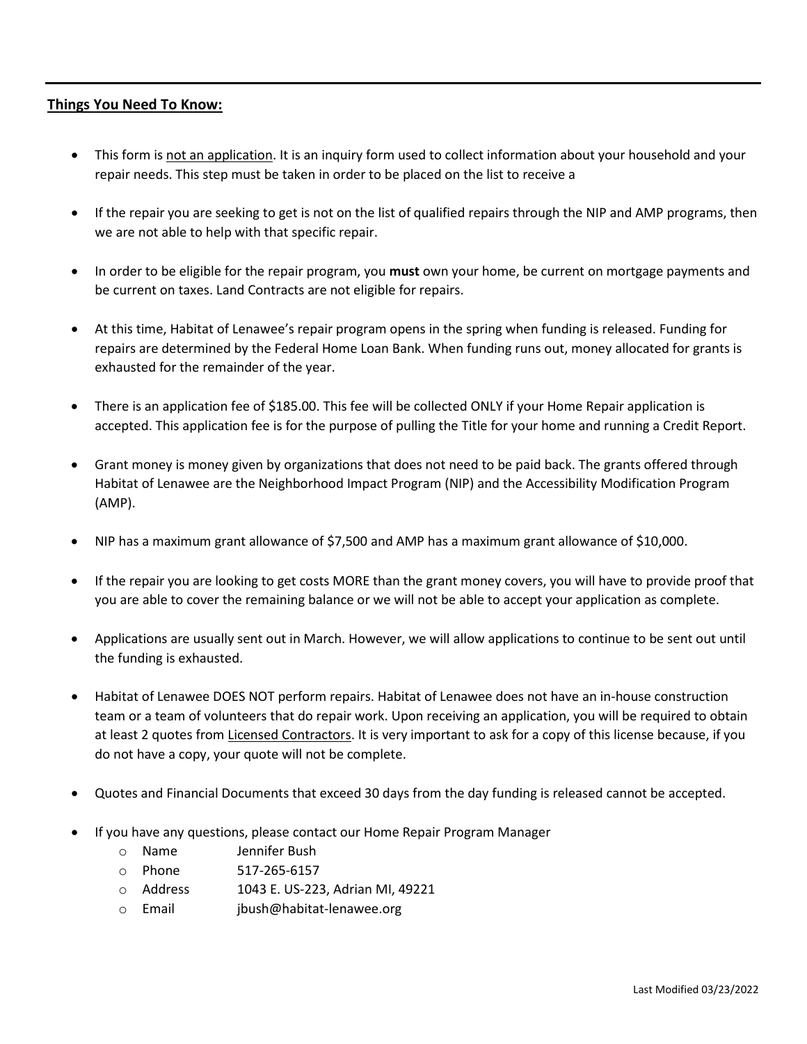**<u>Things You Need To Know:</u>**

- This form is <u>not an application</u>. It is an inquiry form used to collect information about your household and your repair needs. This step must be taken in order to be placed on the list to receive a
- If the repair you are seeking to get is not on the list of qualified repairs through the NIP and AMP programs, then we are not able to help with that specific repair.
- In order to be eligible for the repair program, you **must** own your home, be current on mortgage payments and be current on taxes. Land Contracts are not eligible for repairs.
- At this time, Habitat of Lenawee's repair program opens in the spring when funding is released. Funding for repairs are determined by the Federal Home Loan Bank. When funding runs out, money allocated for grants is exhausted for the remainder of the year.
- There is an application fee of $185.00. This fee will be collected ONLY if your Home Repair application is accepted. This application fee is for the purpose of pulling the Title for your home and running a Credit Report.
- Grant money is money given by organizations that does not need to be paid back. The grants offered through Habitat of Lenawee are the Neighborhood Impact Program (NIP) and the Accessibility Modification Program (AMP).
- NIP has a maximum grant allowance of $7,500 and AMP has a maximum grant allowance of $10,000.
- If the repair you are looking to get costs MORE than the grant money covers, you will have to provide proof that you are able to cover the remaining balance or we will not be able to accept your application as complete.
- Applications are usually sent out in March. However, we will allow applications to continue to be sent out until the funding is exhausted.
- Habitat of Lenawee DOES NOT perform repairs. Habitat of Lenawee does not have an in-house construction team or a team of volunteers that do repair work. Upon receiving an application, you will be required to obtain at least 2 quotes from <u>Licensed Contractors</u>. It is very important to ask for a copy of this license because, if you do not have a copy, your quote will not be complete.
- Quotes and Financial Documents that exceed 30 days from the day funding is released cannot be accepted.
- If you have any questions, please contact our Home Repair Program Manager
  - Name Jennifer Bush
  - Phone 517-265-6157
  - Address 1043 E. US-223, Adrian MI, 49221
  - Email jbush@habitat-lenawee.org

Last Modified 03/23/2022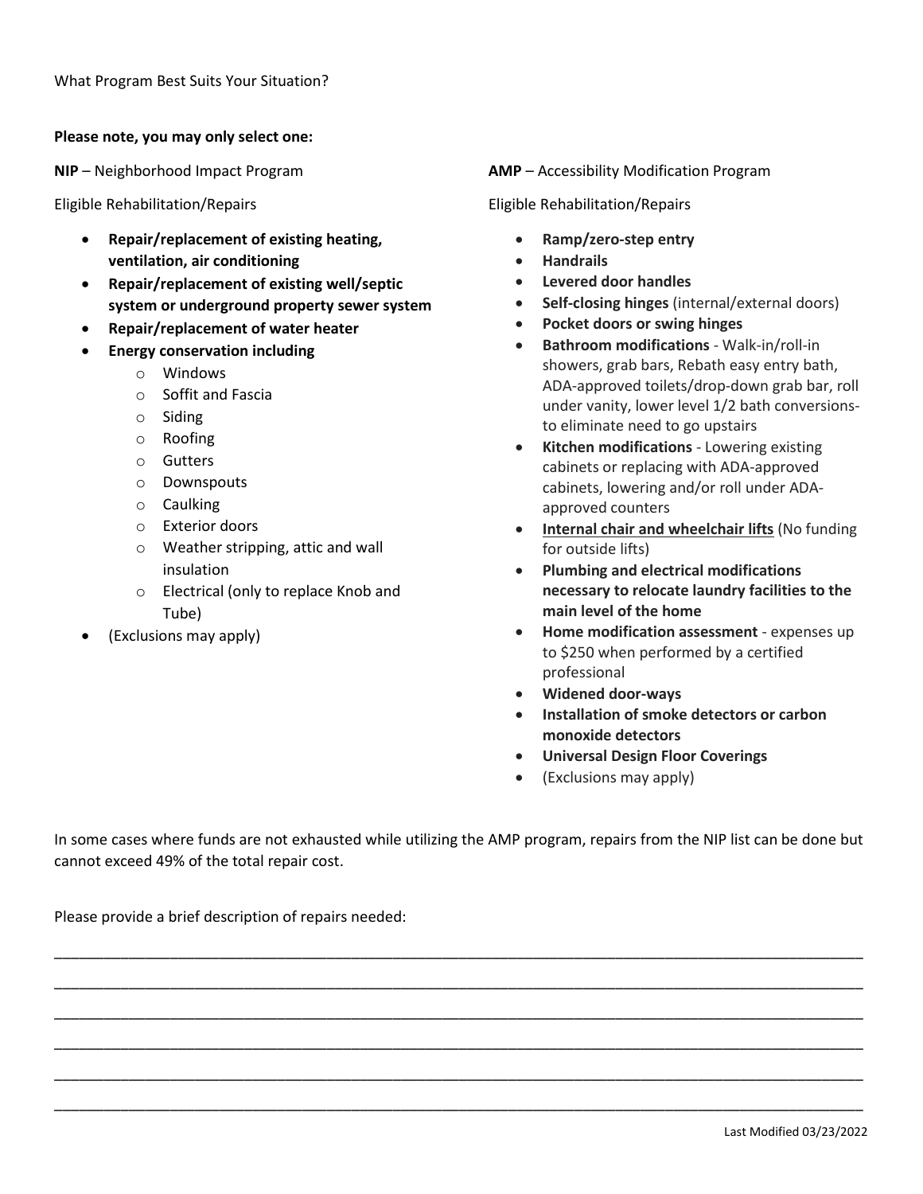What Program Best Suits Your Situation?

**Please note, you may only select one:**

**NIP** – Neighborhood Impact Program

Eligible Rehabilitation/Repairs

- **Repair/replacement of existing heating, ventilation, air conditioning**
- **Repair/replacement of existing well/septic system or underground property sewer system**
- **Repair/replacement of water heater**
- **Energy conservation including**
  - Windows
  - Soffit and Fascia
  - Siding
  - Roofing
  - Gutters
  - Downspouts
  - Caulking
  - Exterior doors
  - Weather stripping, attic and wall insulation
  - Electrical (only to replace Knob and Tube)
- (Exclusions may apply)

**AMP** – Accessibility Modification Program

Eligible Rehabilitation/Repairs

- **Ramp/zero-step entry**
- **Handrails**
- **Levered door handles**
- **Self-closing hinges** (internal/external doors)
- **Pocket doors or swing hinges**
- **Bathroom modifications** - Walk-in/roll-in showers, grab bars, Rebath easy entry bath, ADA-approved toilets/drop-down grab bar, roll under vanity, lower level 1/2 bath conversions- to eliminate need to go upstairs
- **Kitchen modifications** - Lowering existing cabinets or replacing with ADA-approved cabinets, lowering and/or roll under ADA-approved counters
- <u>**Internal chair and wheelchair lifts**</u> (No funding for outside lifts)
- **Plumbing and electrical modifications necessary to relocate laundry facilities to the main level of the home**
- **Home modification assessment** - expenses up to $250 when performed by a certified professional
- **Widened door-ways**
- **Installation of smoke detectors or carbon monoxide detectors**
- **Universal Design Floor Coverings**
- (Exclusions may apply)

In some cases where funds are not exhausted while utilizing the AMP program, repairs from the NIP list can be done but cannot exceed 49% of the total repair cost.

Please provide a brief description of repairs needed:

\_\_\_\_\_\_\_\_\_\_\_\_\_\_\_\_\_\_\_\_\_\_\_\_\_\_\_\_\_\_\_\_\_\_\_\_\_\_\_\_\_\_\_\_\_\_\_\_\_\_\_\_\_\_\_\_\_\_\_\_\_\_\_\_\_\_\_\_\_\_\_\_\_\_\_\_\_\_\_\_\_\_\_\_\_\_

\_\_\_\_\_\_\_\_\_\_\_\_\_\_\_\_\_\_\_\_\_\_\_\_\_\_\_\_\_\_\_\_\_\_\_\_\_\_\_\_\_\_\_\_\_\_\_\_\_\_\_\_\_\_\_\_\_\_\_\_\_\_\_\_\_\_\_\_\_\_\_\_\_\_\_\_\_\_\_\_\_\_\_\_\_\_

\_\_\_\_\_\_\_\_\_\_\_\_\_\_\_\_\_\_\_\_\_\_\_\_\_\_\_\_\_\_\_\_\_\_\_\_\_\_\_\_\_\_\_\_\_\_\_\_\_\_\_\_\_\_\_\_\_\_\_\_\_\_\_\_\_\_\_\_\_\_\_\_\_\_\_\_\_\_\_\_\_\_\_\_\_\_

\_\_\_\_\_\_\_\_\_\_\_\_\_\_\_\_\_\_\_\_\_\_\_\_\_\_\_\_\_\_\_\_\_\_\_\_\_\_\_\_\_\_\_\_\_\_\_\_\_\_\_\_\_\_\_\_\_\_\_\_\_\_\_\_\_\_\_\_\_\_\_\_\_\_\_\_\_\_\_\_\_\_\_\_\_\_

\_\_\_\_\_\_\_\_\_\_\_\_\_\_\_\_\_\_\_\_\_\_\_\_\_\_\_\_\_\_\_\_\_\_\_\_\_\_\_\_\_\_\_\_\_\_\_\_\_\_\_\_\_\_\_\_\_\_\_\_\_\_\_\_\_\_\_\_\_\_\_\_\_\_\_\_\_\_\_\_\_\_\_\_\_\_

\_\_\_\_\_\_\_\_\_\_\_\_\_\_\_\_\_\_\_\_\_\_\_\_\_\_\_\_\_\_\_\_\_\_\_\_\_\_\_\_\_\_\_\_\_\_\_\_\_\_\_\_\_\_\_\_\_\_\_\_\_\_\_\_\_\_\_\_\_\_\_\_\_\_\_\_\_\_\_\_\_\_\_\_\_\_

Last Modified 03/23/2022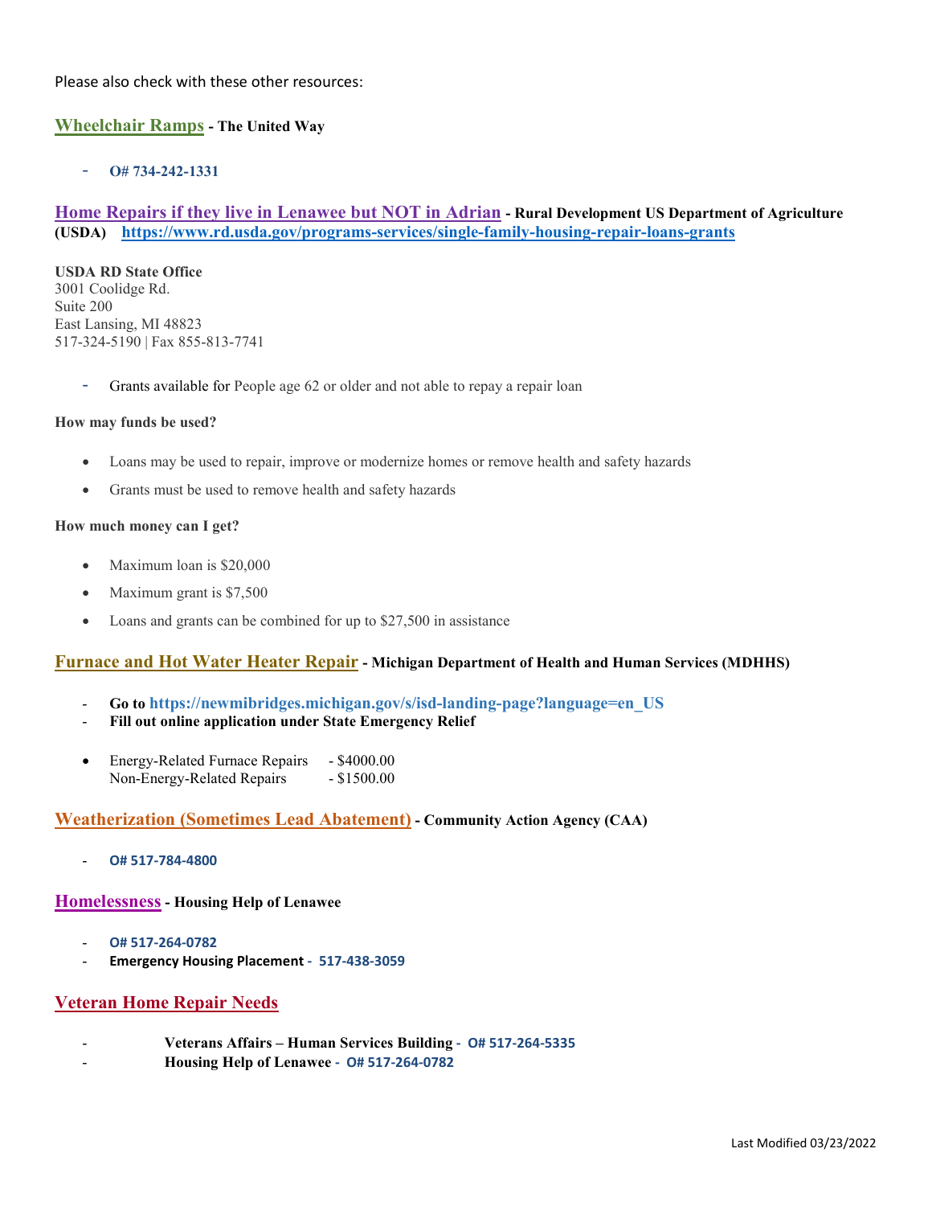Please also check with these other resources:

## Wheelchair Ramps - The United Way

- **O# 734-242-1331**

## Home Repairs if they live in Lenawee but NOT in Adrian - Rural Development US Department of Agriculture (USDA) https://www.rd.usda.gov/programs-services/single-family-housing-repair-loans-grants

**USDA RD State Office**
3001 Coolidge Rd.
Suite 200
East Lansing, MI 48823
517-324-5190 | Fax 855-813-7741

- Grants available for People age 62 or older and not able to repay a repair loan

**How may funds be used?**

- Loans may be used to repair, improve or modernize homes or remove health and safety hazards
- Grants must be used to remove health and safety hazards

**How much money can I get?**

- Maximum loan is $20,000
- Maximum grant is $7,500
- Loans and grants can be combined for up to $27,500 in assistance

## Furnace and Hot Water Heater Repair - Michigan Department of Health and Human Services (MDHHS)

- **Go to https://newmibridges.michigan.gov/s/isd-landing-page?language=en_US**
- **Fill out online application under State Emergency Relief**

- Energy-Related Furnace Repairs - $4000.00
  Non-Energy-Related Repairs - $1500.00

## Weatherization (Sometimes Lead Abatement) - Community Action Agency (CAA)

- **O# 517-784-4800**

## Homelessness - Housing Help of Lenawee

- **O# 517-264-0782**
- **Emergency Housing Placement - 517-438-3059**

## Veteran Home Repair Needs

- **Veterans Affairs – Human Services Building - O# 517-264-5335**
- **Housing Help of Lenawee - O# 517-264-0782**

Last Modified 03/23/2022